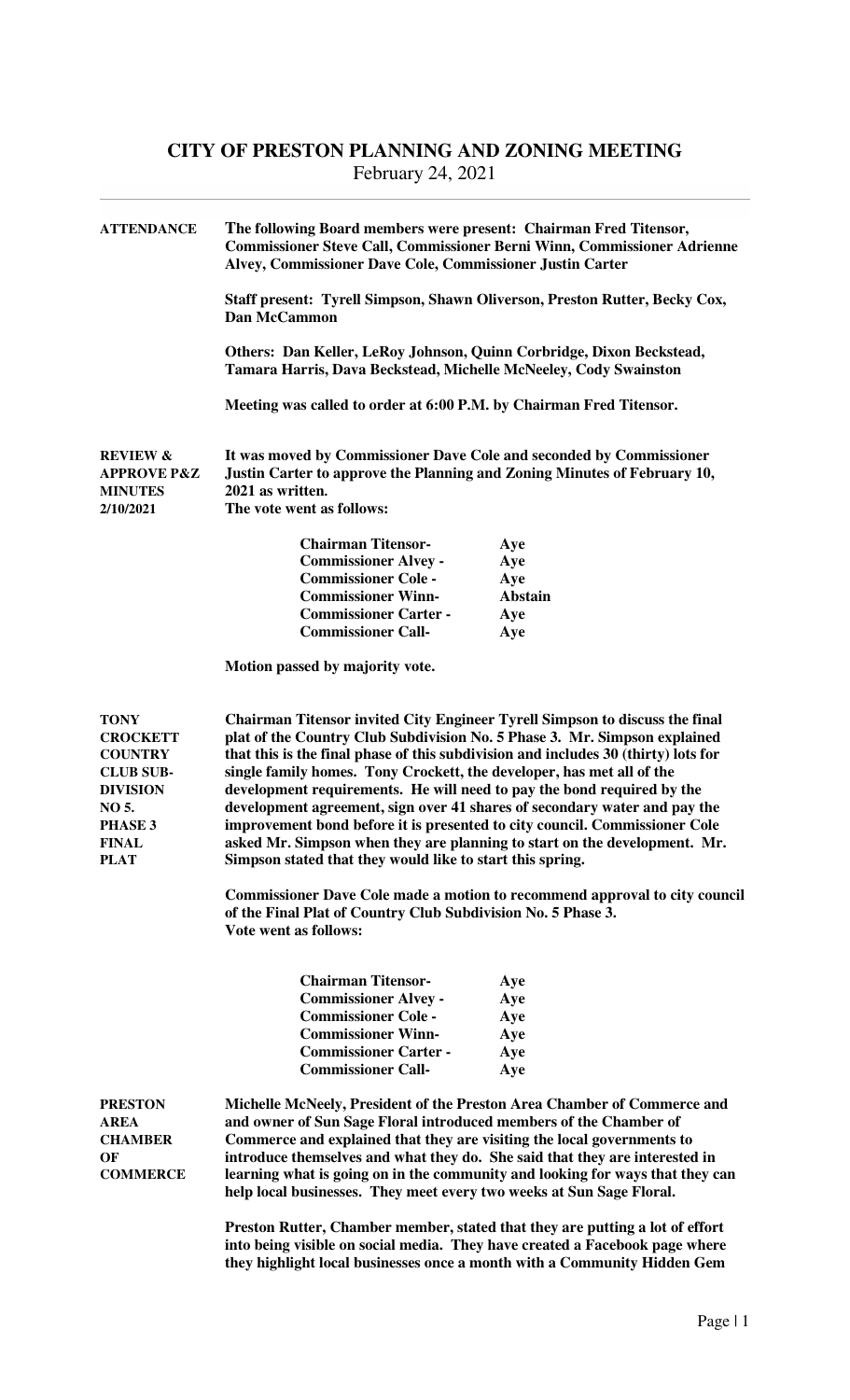# CITY OF PRESTON PLANNING AND ZONING MEETING

February 24, 2021

**ATTENDANCE**

**The following Board members were present: Chairman Fred Titensor, Commissioner Steve Call, Commissioner Berni Winn, Commissioner Adrienne Alvey, Commissioner Dave Cole, Commissioner Justin Carter**

**Staff present: Tyrell Simpson, Shawn Oliverson, Preston Rutter, Becky Cox, Dan McCammon**

**Others: Dan Keller, LeRoy Johnson, Quinn Corbridge, Dixon Beckstead, Tamara Harris, Dava Beckstead, Michelle McNeeley, Cody Swainston**

**Meeting was called to order at 6:00 P.M. by Chairman Fred Titensor.**

**REVIEW & APPROVE P&Z MINUTES 2/10/2021**

**It was moved by Commissioner Dave Cole and seconded by Commissioner Justin Carter to approve the Planning and Zoning Minutes of February 10, 2021 as written.**
**The vote went as follows:**

| | |
|---|---|
| **Chairman Titensor-** | **Aye** |
| **Commissioner Alvey -** | **Aye** |
| **Commissioner Cole -** | **Aye** |
| **Commissioner Winn-** | **Abstain** |
| **Commissioner Carter -** | **Aye** |
| **Commissioner Call-** | **Aye** |

**Motion passed by majority vote.**

**TONY CROCKETT COUNTRY CLUB SUB-DIVISION NO 5. PHASE 3 FINAL PLAT**

**Chairman Titensor invited City Engineer Tyrell Simpson to discuss the final plat of the Country Club Subdivision No. 5 Phase 3. Mr. Simpson explained that this is the final phase of this subdivision and includes 30 (thirty) lots for single family homes. Tony Crockett, the developer, has met all of the development requirements. He will need to pay the bond required by the development agreement, sign over 41 shares of secondary water and pay the improvement bond before it is presented to city council. Commissioner Cole asked Mr. Simpson when they are planning to start on the development. Mr. Simpson stated that they would like to start this spring.**

**Commissioner Dave Cole made a motion to recommend approval to city council of the Final Plat of Country Club Subdivision No. 5 Phase 3.**
**Vote went as follows:**

| | |
|---|---|
| **Chairman Titensor-** | **Aye** |
| **Commissioner Alvey -** | **Aye** |
| **Commissioner Cole -** | **Aye** |
| **Commissioner Winn-** | **Aye** |
| **Commissioner Carter -** | **Aye** |
| **Commissioner Call-** | **Aye** |

**PRESTON AREA CHAMBER OF COMMERCE**

**Michelle McNeely, President of the Preston Area Chamber of Commerce and and owner of Sun Sage Floral introduced members of the Chamber of Commerce and explained that they are visiting the local governments to introduce themselves and what they do. She said that they are interested in learning what is going on in the community and looking for ways that they can help local businesses. They meet every two weeks at Sun Sage Floral.**

**Preston Rutter, Chamber member, stated that they are putting a lot of effort into being visible on social media. They have created a Facebook page where they highlight local businesses once a month with a Community Hidden Gem**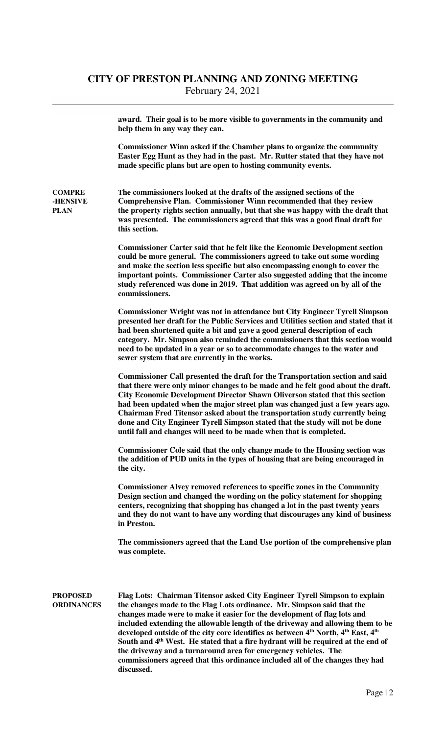**award. Their goal is to be more visible to governments in the community and help them in any way they can.**

**Commissioner Winn asked if the Chamber plans to organize the community Easter Egg Hunt as they had in the past. Mr. Rutter stated that they have not made specific plans but are open to hosting community events.**

**COMPRE-HENSIVE PLAN**

**The commissioners looked at the drafts of the assigned sections of the Comprehensive Plan. Commissioner Winn recommended that they review the property rights section annually, but that she was happy with the draft that was presented. The commissioners agreed that this was a good final draft for this section.**

**Commissioner Carter said that he felt like the Economic Development section could be more general. The commissioners agreed to take out some wording and make the section less specific but also encompassing enough to cover the important points. Commissioner Carter also suggested adding that the income study referenced was done in 2019. That addition was agreed on by all of the commissioners.**

**Commissioner Wright was not in attendance but City Engineer Tyrell Simpson presented her draft for the Public Services and Utilities section and stated that it had been shortened quite a bit and gave a good general description of each category. Mr. Simpson also reminded the commissioners that this section would need to be updated in a year or so to accommodate changes to the water and sewer system that are currently in the works.**

**Commissioner Call presented the draft for the Transportation section and said that there were only minor changes to be made and he felt good about the draft. City Economic Development Director Shawn Oliverson stated that this section had been updated when the major street plan was changed just a few years ago. Chairman Fred Titensor asked about the transportation study currently being done and City Engineer Tyrell Simpson stated that the study will not be done until fall and changes will need to be made when that is completed.**

**Commissioner Cole said that the only change made to the Housing section was the addition of PUD units in the types of housing that are being encouraged in the city.**

**Commissioner Alvey removed references to specific zones in the Community Design section and changed the wording on the policy statement for shopping centers, recognizing that shopping has changed a lot in the past twenty years and they do not want to have any wording that discourages any kind of business in Preston.**

**The commissioners agreed that the Land Use portion of the comprehensive plan was complete.**

**PROPOSED ORDINANCES**

**Flag Lots: Chairman Titensor asked City Engineer Tyrell Simpson to explain the changes made to the Flag Lots ordinance. Mr. Simpson said that the changes made were to make it easier for the development of flag lots and included extending the allowable length of the driveway and allowing them to be developed outside of the city core identifies as between 4th North, 4th East, 4th South and 4th West. He stated that a fire hydrant will be required at the end of the driveway and a turnaround area for emergency vehicles. The commissioners agreed that this ordinance included all of the changes they had discussed.**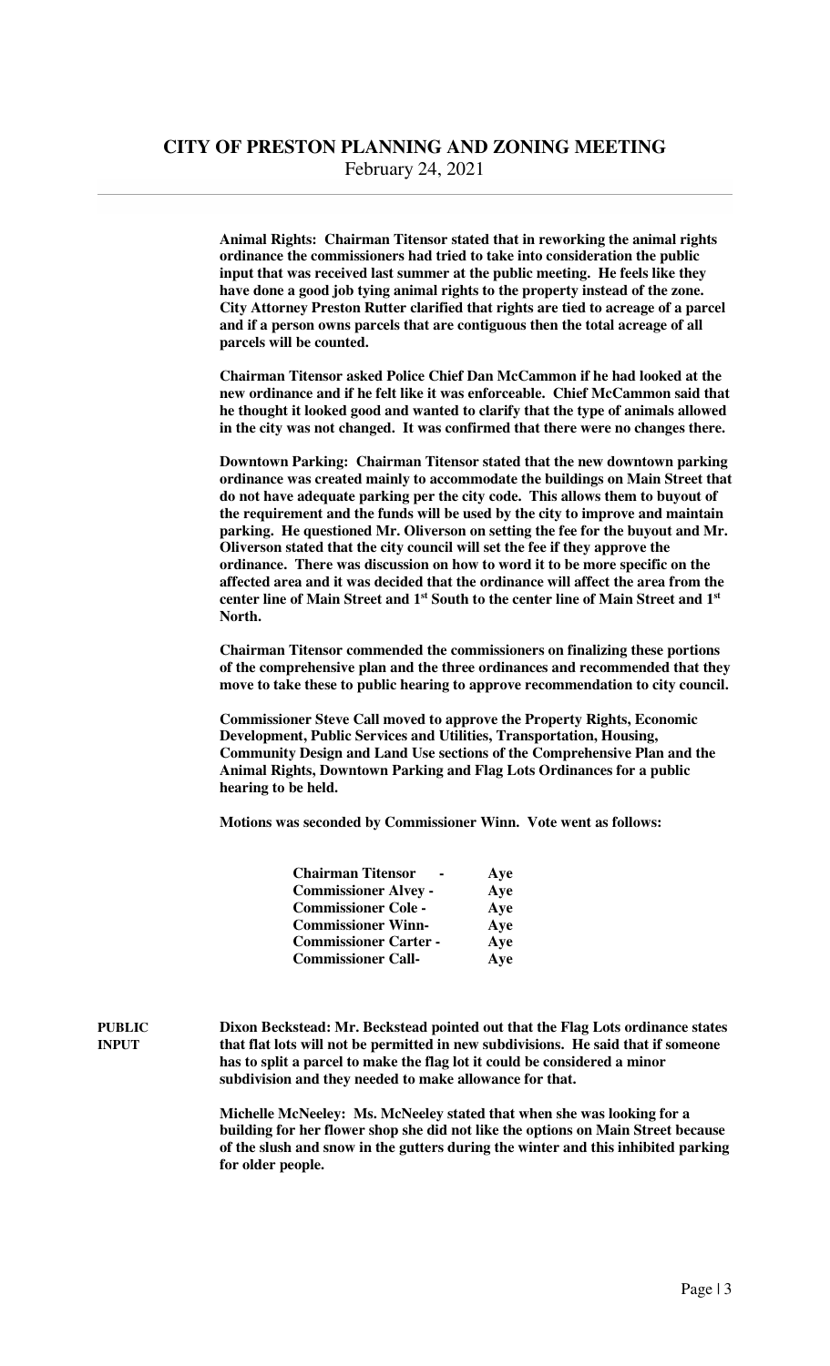**Animal Rights: Chairman Titensor stated that in reworking the animal rights ordinance the commissioners had tried to take into consideration the public input that was received last summer at the public meeting. He feels like they have done a good job tying animal rights to the property instead of the zone. City Attorney Preston Rutter clarified that rights are tied to acreage of a parcel and if a person owns parcels that are contiguous then the total acreage of all parcels will be counted.**

**Chairman Titensor asked Police Chief Dan McCammon if he had looked at the new ordinance and if he felt like it was enforceable. Chief McCammon said that he thought it looked good and wanted to clarify that the type of animals allowed in the city was not changed. It was confirmed that there were no changes there.**

**Downtown Parking: Chairman Titensor stated that the new downtown parking ordinance was created mainly to accommodate the buildings on Main Street that do not have adequate parking per the city code. This allows them to buyout of the requirement and the funds will be used by the city to improve and maintain parking. He questioned Mr. Oliverson on setting the fee for the buyout and Mr. Oliverson stated that the city council will set the fee if they approve the ordinance. There was discussion on how to word it to be more specific on the affected area and it was decided that the ordinance will affect the area from the center line of Main Street and 1st South to the center line of Main Street and 1st North.**

**Chairman Titensor commended the commissioners on finalizing these portions of the comprehensive plan and the three ordinances and recommended that they move to take these to public hearing to approve recommendation to city council.**

**Commissioner Steve Call moved to approve the Property Rights, Economic Development, Public Services and Utilities, Transportation, Housing, Community Design and Land Use sections of the Comprehensive Plan and the Animal Rights, Downtown Parking and Flag Lots Ordinances for a public hearing to be held.**

**Motions was seconded by Commissioner Winn. Vote went as follows:**

| | |
|---|---|
| **Chairman Titensor -** | **Aye** |
| **Commissioner Alvey -** | **Aye** |
| **Commissioner Cole -** | **Aye** |
| **Commissioner Winn-** | **Aye** |
| **Commissioner Carter -** | **Aye** |
| **Commissioner Call-** | **Aye** |

**PUBLIC INPUT**

**Dixon Beckstead: Mr. Beckstead pointed out that the Flag Lots ordinance states that flat lots will not be permitted in new subdivisions. He said that if someone has to split a parcel to make the flag lot it could be considered a minor subdivision and they needed to make allowance for that.**

**Michelle McNeeley: Ms. McNeeley stated that when she was looking for a building for her flower shop she did not like the options on Main Street because of the slush and snow in the gutters during the winter and this inhibited parking for older people.**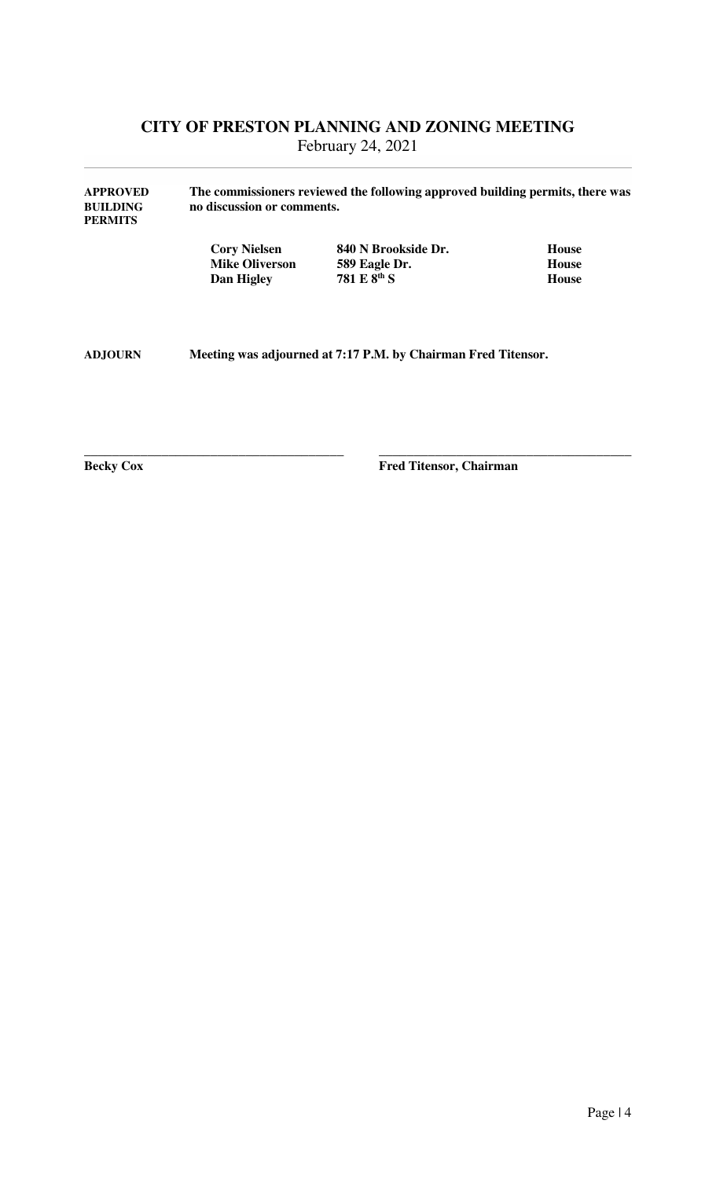# CITY OF PRESTON PLANNING AND ZONING MEETING

February 24, 2021

**APPROVED BUILDING PERMITS** — **The commissioners reviewed the following approved building permits, there was no discussion or comments.**

| | | |
|---|---|---|
| **Cory Nielsen** | **840 N Brookside Dr.** | **House** |
| **Mike Oliverson** | **589 Eagle Dr.** | **House** |
| **Dan Higley** | **781 E 8th S** | **House** |

**ADJOURN** — **Meeting was adjourned at 7:17 P.M. by Chairman Fred Titensor.**

\_\_\_\_\_\_\_\_\_\_\_\_\_\_\_\_\_\_\_\_\_\_\_\_\_\_\_\_\_\_\_\_\_\_\_\_\_\_\_\_
**Becky Cox**

\_\_\_\_\_\_\_\_\_\_\_\_\_\_\_\_\_\_\_\_\_\_\_\_\_\_\_\_\_\_\_\_\_\_\_\_\_\_\_\_
**Fred Titensor, Chairman**